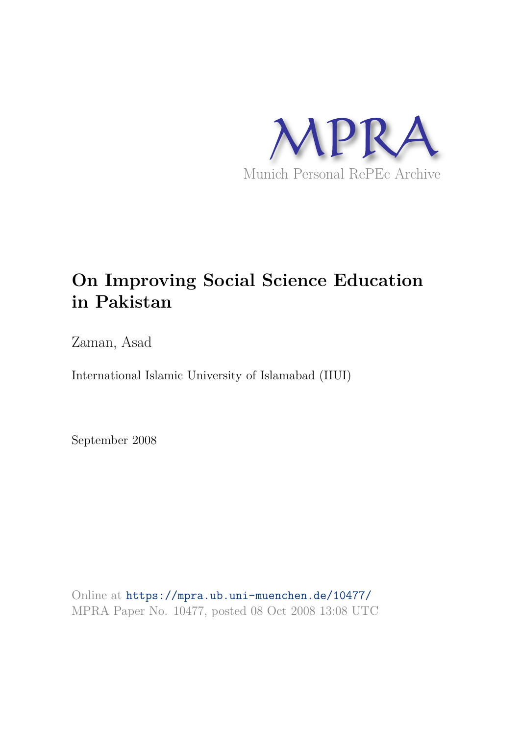MPRA

Munich Personal RePEc Archive

# On Improving Social Science Education in Pakistan

Zaman, Asad

International Islamic University of Islamabad (IIUI)

September 2008

Online at https://mpra.ub.uni-muenchen.de/10477/
MPRA Paper No. 10477, posted 08 Oct 2008 13:08 UTC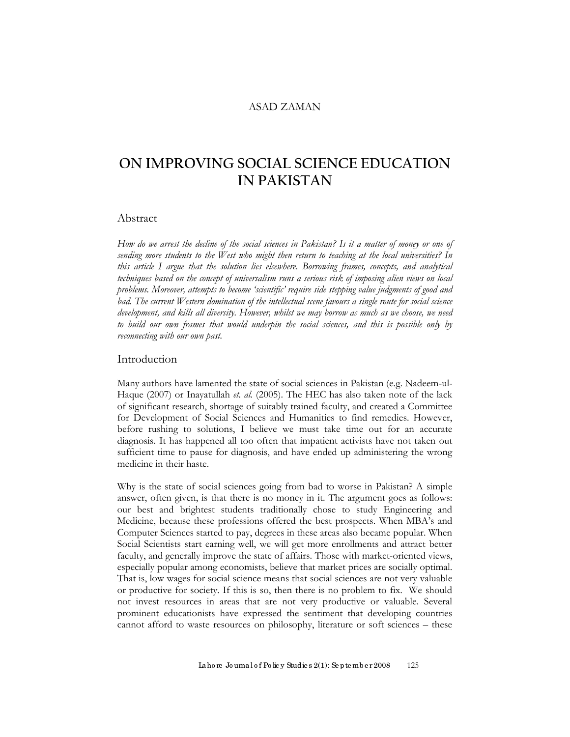ASAD ZAMAN

# ON IMPROVING SOCIAL SCIENCE EDUCATION IN PAKISTAN

## Abstract

*How do we arrest the decline of the social sciences in Pakistan? Is it a matter of money or one of sending more students to the West who might then return to teaching at the local universities? In this article I argue that the solution lies elsewhere. Borrowing frames, concepts, and analytical techniques based on the concept of universalism runs a serious risk of imposing alien views on local problems. Moreover, attempts to become 'scientific' require side stepping value judgments of good and bad. The current Western domination of the intellectual scene favours a single route for social science development, and kills all diversity. However, whilst we may borrow as much as we choose, we need to build our own frames that would underpin the social sciences, and this is possible only by reconnecting with our own past.*

## Introduction

Many authors have lamented the state of social sciences in Pakistan (e.g. Nadeem-ul-Haque (2007) or Inayatullah *et. al.* (2005). The HEC has also taken note of the lack of significant research, shortage of suitably trained faculty, and created a Committee for Development of Social Sciences and Humanities to find remedies. However, before rushing to solutions, I believe we must take time out for an accurate diagnosis. It has happened all too often that impatient activists have not taken out sufficient time to pause for diagnosis, and have ended up administering the wrong medicine in their haste.

Why is the state of social sciences going from bad to worse in Pakistan? A simple answer, often given, is that there is no money in it. The argument goes as follows: our best and brightest students traditionally chose to study Engineering and Medicine, because these professions offered the best prospects. When MBA's and Computer Sciences started to pay, degrees in these areas also became popular. When Social Scientists start earning well, we will get more enrollments and attract better faculty, and generally improve the state of affairs. Those with market-oriented views, especially popular among economists, believe that market prices are socially optimal. That is, low wages for social science means that social sciences are not very valuable or productive for society. If this is so, then there is no problem to fix. We should not invest resources in areas that are not very productive or valuable. Several prominent educationists have expressed the sentiment that developing countries cannot afford to waste resources on philosophy, literature or soft sciences – these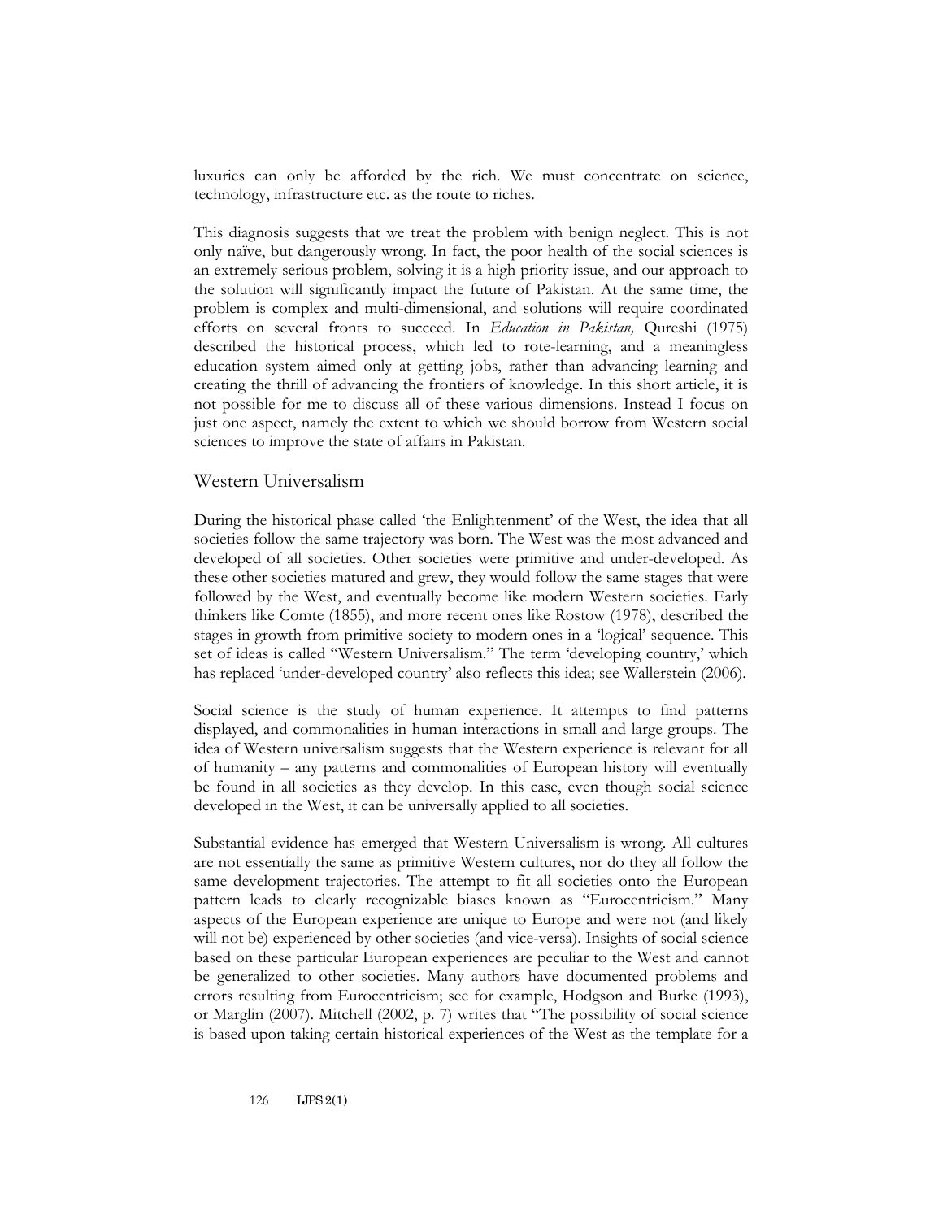luxuries can only be afforded by the rich. We must concentrate on science, technology, infrastructure etc. as the route to riches.

This diagnosis suggests that we treat the problem with benign neglect. This is not only naïve, but dangerously wrong. In fact, the poor health of the social sciences is an extremely serious problem, solving it is a high priority issue, and our approach to the solution will significantly impact the future of Pakistan. At the same time, the problem is complex and multi-dimensional, and solutions will require coordinated efforts on several fronts to succeed. In *Education in Pakistan,* Qureshi (1975) described the historical process, which led to rote-learning, and a meaningless education system aimed only at getting jobs, rather than advancing learning and creating the thrill of advancing the frontiers of knowledge. In this short article, it is not possible for me to discuss all of these various dimensions. Instead I focus on just one aspect, namely the extent to which we should borrow from Western social sciences to improve the state of affairs in Pakistan.

## Western Universalism

During the historical phase called 'the Enlightenment' of the West, the idea that all societies follow the same trajectory was born. The West was the most advanced and developed of all societies. Other societies were primitive and under-developed. As these other societies matured and grew, they would follow the same stages that were followed by the West, and eventually become like modern Western societies. Early thinkers like Comte (1855), and more recent ones like Rostow (1978), described the stages in growth from primitive society to modern ones in a 'logical' sequence. This set of ideas is called "Western Universalism." The term 'developing country,' which has replaced 'under-developed country' also reflects this idea; see Wallerstein (2006).

Social science is the study of human experience. It attempts to find patterns displayed, and commonalities in human interactions in small and large groups. The idea of Western universalism suggests that the Western experience is relevant for all of humanity – any patterns and commonalities of European history will eventually be found in all societies as they develop. In this case, even though social science developed in the West, it can be universally applied to all societies.

Substantial evidence has emerged that Western Universalism is wrong. All cultures are not essentially the same as primitive Western cultures, nor do they all follow the same development trajectories. The attempt to fit all societies onto the European pattern leads to clearly recognizable biases known as "Eurocentricism." Many aspects of the European experience are unique to Europe and were not (and likely will not be) experienced by other societies (and vice-versa). Insights of social science based on these particular European experiences are peculiar to the West and cannot be generalized to other societies. Many authors have documented problems and errors resulting from Eurocentricism; see for example, Hodgson and Burke (1993), or Marglin (2007). Mitchell (2002, p. 7) writes that "The possibility of social science is based upon taking certain historical experiences of the West as the template for a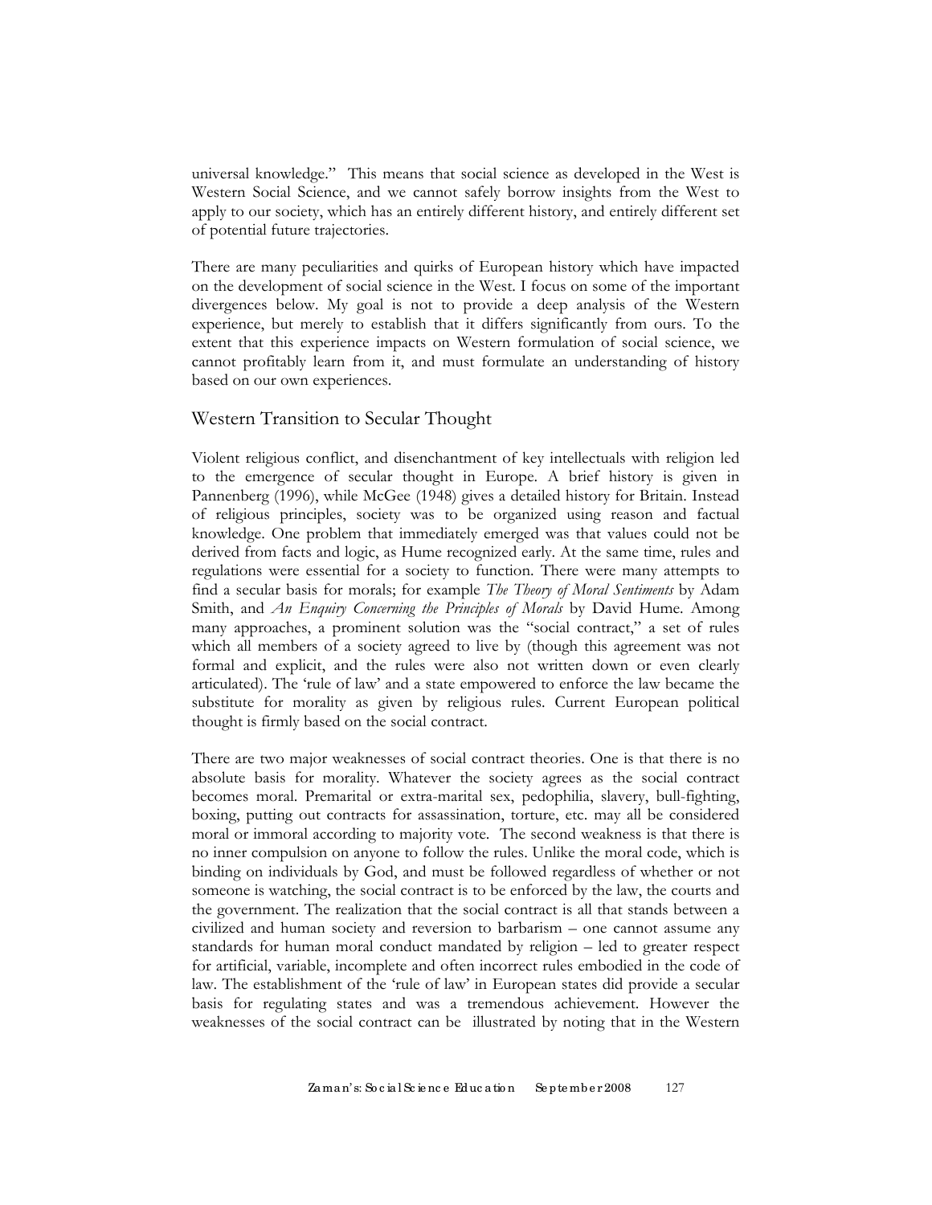universal knowledge." This means that social science as developed in the West is Western Social Science, and we cannot safely borrow insights from the West to apply to our society, which has an entirely different history, and entirely different set of potential future trajectories.

There are many peculiarities and quirks of European history which have impacted on the development of social science in the West. I focus on some of the important divergences below. My goal is not to provide a deep analysis of the Western experience, but merely to establish that it differs significantly from ours. To the extent that this experience impacts on Western formulation of social science, we cannot profitably learn from it, and must formulate an understanding of history based on our own experiences.

## Western Transition to Secular Thought

Violent religious conflict, and disenchantment of key intellectuals with religion led to the emergence of secular thought in Europe. A brief history is given in Pannenberg (1996), while McGee (1948) gives a detailed history for Britain. Instead of religious principles, society was to be organized using reason and factual knowledge. One problem that immediately emerged was that values could not be derived from facts and logic, as Hume recognized early. At the same time, rules and regulations were essential for a society to function. There were many attempts to find a secular basis for morals; for example *The Theory of Moral Sentiments* by Adam Smith, and *An Enquiry Concerning the Principles of Morals* by David Hume. Among many approaches, a prominent solution was the "social contract," a set of rules which all members of a society agreed to live by (though this agreement was not formal and explicit, and the rules were also not written down or even clearly articulated). The 'rule of law' and a state empowered to enforce the law became the substitute for morality as given by religious rules. Current European political thought is firmly based on the social contract.

There are two major weaknesses of social contract theories. One is that there is no absolute basis for morality. Whatever the society agrees as the social contract becomes moral. Premarital or extra-marital sex, pedophilia, slavery, bull-fighting, boxing, putting out contracts for assassination, torture, etc. may all be considered moral or immoral according to majority vote. The second weakness is that there is no inner compulsion on anyone to follow the rules. Unlike the moral code, which is binding on individuals by God, and must be followed regardless of whether or not someone is watching, the social contract is to be enforced by the law, the courts and the government. The realization that the social contract is all that stands between a civilized and human society and reversion to barbarism – one cannot assume any standards for human moral conduct mandated by religion – led to greater respect for artificial, variable, incomplete and often incorrect rules embodied in the code of law. The establishment of the 'rule of law' in European states did provide a secular basis for regulating states and was a tremendous achievement. However the weaknesses of the social contract can be illustrated by noting that in the Western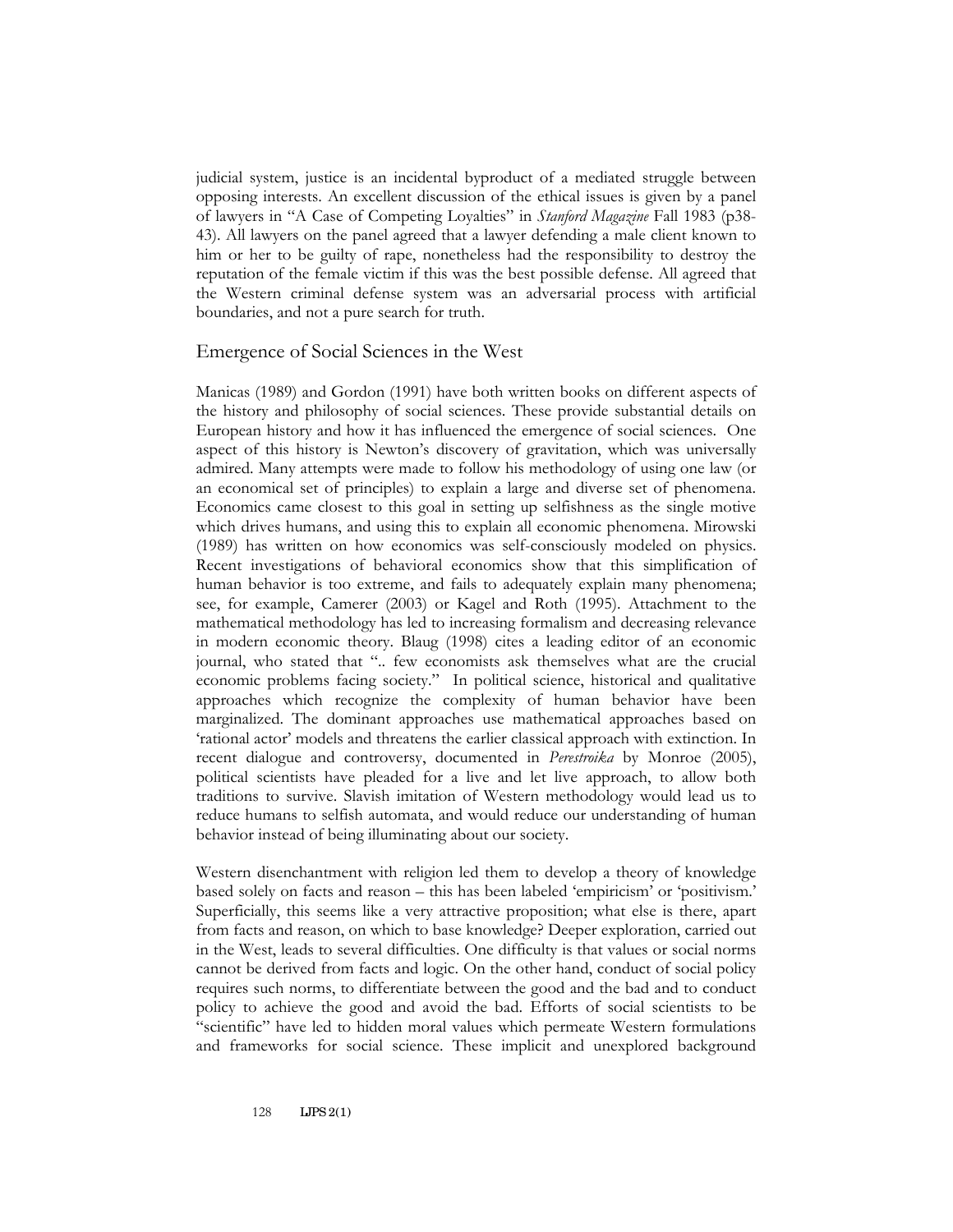judicial system, justice is an incidental byproduct of a mediated struggle between opposing interests. An excellent discussion of the ethical issues is given by a panel of lawyers in "A Case of Competing Loyalties" in *Stanford Magazine* Fall 1983 (p38-43). All lawyers on the panel agreed that a lawyer defending a male client known to him or her to be guilty of rape, nonetheless had the responsibility to destroy the reputation of the female victim if this was the best possible defense. All agreed that the Western criminal defense system was an adversarial process with artificial boundaries, and not a pure search for truth.

## Emergence of Social Sciences in the West

Manicas (1989) and Gordon (1991) have both written books on different aspects of the history and philosophy of social sciences. These provide substantial details on European history and how it has influenced the emergence of social sciences. One aspect of this history is Newton's discovery of gravitation, which was universally admired. Many attempts were made to follow his methodology of using one law (or an economical set of principles) to explain a large and diverse set of phenomena. Economics came closest to this goal in setting up selfishness as the single motive which drives humans, and using this to explain all economic phenomena. Mirowski (1989) has written on how economics was self-consciously modeled on physics. Recent investigations of behavioral economics show that this simplification of human behavior is too extreme, and fails to adequately explain many phenomena; see, for example, Camerer (2003) or Kagel and Roth (1995). Attachment to the mathematical methodology has led to increasing formalism and decreasing relevance in modern economic theory. Blaug (1998) cites a leading editor of an economic journal, who stated that ".. few economists ask themselves what are the crucial economic problems facing society." In political science, historical and qualitative approaches which recognize the complexity of human behavior have been marginalized. The dominant approaches use mathematical approaches based on 'rational actor' models and threatens the earlier classical approach with extinction. In recent dialogue and controversy, documented in *Perestroika* by Monroe (2005), political scientists have pleaded for a live and let live approach, to allow both traditions to survive. Slavish imitation of Western methodology would lead us to reduce humans to selfish automata, and would reduce our understanding of human behavior instead of being illuminating about our society.

Western disenchantment with religion led them to develop a theory of knowledge based solely on facts and reason – this has been labeled 'empiricism' or 'positivism.' Superficially, this seems like a very attractive proposition; what else is there, apart from facts and reason, on which to base knowledge? Deeper exploration, carried out in the West, leads to several difficulties. One difficulty is that values or social norms cannot be derived from facts and logic. On the other hand, conduct of social policy requires such norms, to differentiate between the good and the bad and to conduct policy to achieve the good and avoid the bad. Efforts of social scientists to be "scientific" have led to hidden moral values which permeate Western formulations and frameworks for social science. These implicit and unexplored background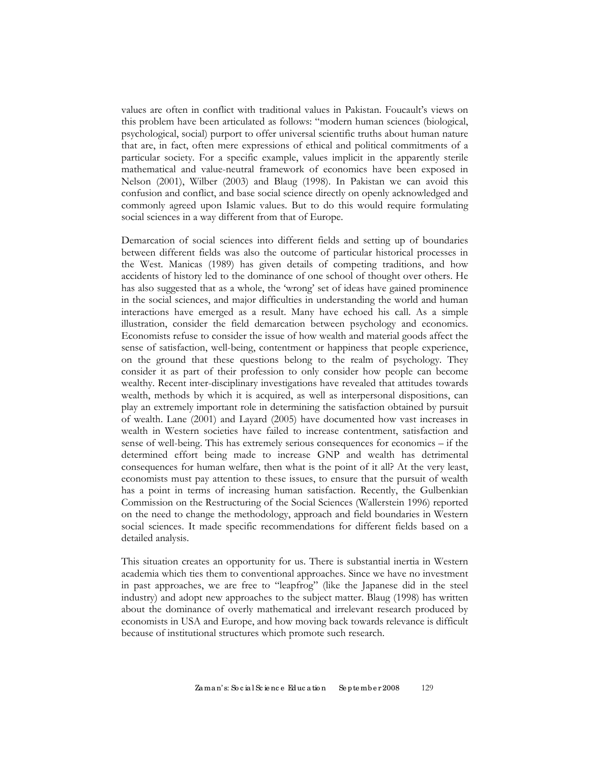values are often in conflict with traditional values in Pakistan. Foucault's views on this problem have been articulated as follows: "modern human sciences (biological, psychological, social) purport to offer universal scientific truths about human nature that are, in fact, often mere expressions of ethical and political commitments of a particular society. For a specific example, values implicit in the apparently sterile mathematical and value-neutral framework of economics have been exposed in Nelson (2001), Wilber (2003) and Blaug (1998). In Pakistan we can avoid this confusion and conflict, and base social science directly on openly acknowledged and commonly agreed upon Islamic values. But to do this would require formulating social sciences in a way different from that of Europe.

Demarcation of social sciences into different fields and setting up of boundaries between different fields was also the outcome of particular historical processes in the West. Manicas (1989) has given details of competing traditions, and how accidents of history led to the dominance of one school of thought over others. He has also suggested that as a whole, the 'wrong' set of ideas have gained prominence in the social sciences, and major difficulties in understanding the world and human interactions have emerged as a result. Many have echoed his call. As a simple illustration, consider the field demarcation between psychology and economics. Economists refuse to consider the issue of how wealth and material goods affect the sense of satisfaction, well-being, contentment or happiness that people experience, on the ground that these questions belong to the realm of psychology. They consider it as part of their profession to only consider how people can become wealthy. Recent inter-disciplinary investigations have revealed that attitudes towards wealth, methods by which it is acquired, as well as interpersonal dispositions, can play an extremely important role in determining the satisfaction obtained by pursuit of wealth. Lane (2001) and Layard (2005) have documented how vast increases in wealth in Western societies have failed to increase contentment, satisfaction and sense of well-being. This has extremely serious consequences for economics – if the determined effort being made to increase GNP and wealth has detrimental consequences for human welfare, then what is the point of it all? At the very least, economists must pay attention to these issues, to ensure that the pursuit of wealth has a point in terms of increasing human satisfaction. Recently, the Gulbenkian Commission on the Restructuring of the Social Sciences (Wallerstein 1996) reported on the need to change the methodology, approach and field boundaries in Western social sciences. It made specific recommendations for different fields based on a detailed analysis.

This situation creates an opportunity for us. There is substantial inertia in Western academia which ties them to conventional approaches. Since we have no investment in past approaches, we are free to "leapfrog" (like the Japanese did in the steel industry) and adopt new approaches to the subject matter. Blaug (1998) has written about the dominance of overly mathematical and irrelevant research produced by economists in USA and Europe, and how moving back towards relevance is difficult because of institutional structures which promote such research.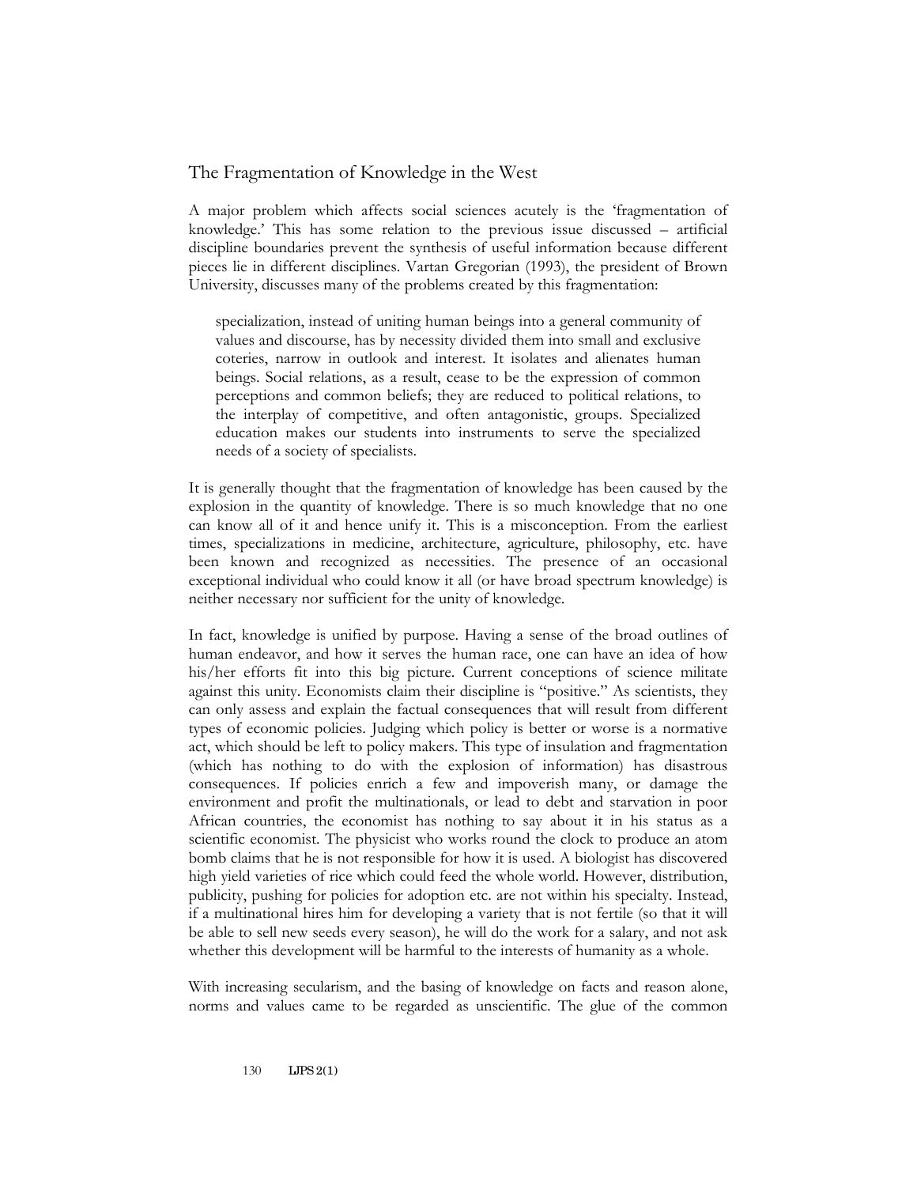## The Fragmentation of Knowledge in the West

A major problem which affects social sciences acutely is the 'fragmentation of knowledge.' This has some relation to the previous issue discussed – artificial discipline boundaries prevent the synthesis of useful information because different pieces lie in different disciplines. Vartan Gregorian (1993), the president of Brown University, discusses many of the problems created by this fragmentation:

> specialization, instead of uniting human beings into a general community of values and discourse, has by necessity divided them into small and exclusive coteries, narrow in outlook and interest. It isolates and alienates human beings. Social relations, as a result, cease to be the expression of common perceptions and common beliefs; they are reduced to political relations, to the interplay of competitive, and often antagonistic, groups. Specialized education makes our students into instruments to serve the specialized needs of a society of specialists.

It is generally thought that the fragmentation of knowledge has been caused by the explosion in the quantity of knowledge. There is so much knowledge that no one can know all of it and hence unify it. This is a misconception. From the earliest times, specializations in medicine, architecture, agriculture, philosophy, etc. have been known and recognized as necessities. The presence of an occasional exceptional individual who could know it all (or have broad spectrum knowledge) is neither necessary nor sufficient for the unity of knowledge.

In fact, knowledge is unified by purpose. Having a sense of the broad outlines of human endeavor, and how it serves the human race, one can have an idea of how his/her efforts fit into this big picture. Current conceptions of science militate against this unity. Economists claim their discipline is "positive." As scientists, they can only assess and explain the factual consequences that will result from different types of economic policies. Judging which policy is better or worse is a normative act, which should be left to policy makers. This type of insulation and fragmentation (which has nothing to do with the explosion of information) has disastrous consequences. If policies enrich a few and impoverish many, or damage the environment and profit the multinationals, or lead to debt and starvation in poor African countries, the economist has nothing to say about it in his status as a scientific economist. The physicist who works round the clock to produce an atom bomb claims that he is not responsible for how it is used. A biologist has discovered high yield varieties of rice which could feed the whole world. However, distribution, publicity, pushing for policies for adoption etc. are not within his specialty. Instead, if a multinational hires him for developing a variety that is not fertile (so that it will be able to sell new seeds every season), he will do the work for a salary, and not ask whether this development will be harmful to the interests of humanity as a whole.

With increasing secularism, and the basing of knowledge on facts and reason alone, norms and values came to be regarded as unscientific. The glue of the common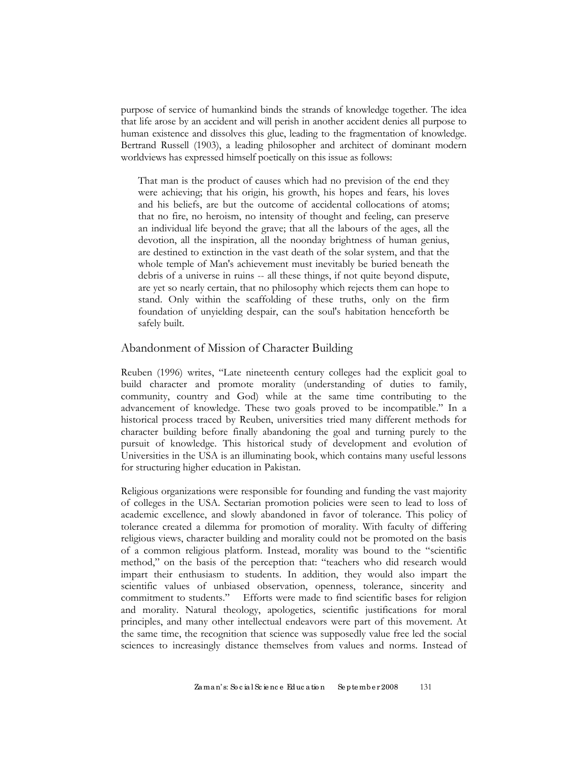purpose of service of humankind binds the strands of knowledge together. The idea that life arose by an accident and will perish in another accident denies all purpose to human existence and dissolves this glue, leading to the fragmentation of knowledge. Bertrand Russell (1903), a leading philosopher and architect of dominant modern worldviews has expressed himself poetically on this issue as follows:

> That man is the product of causes which had no prevision of the end they were achieving; that his origin, his growth, his hopes and fears, his loves and his beliefs, are but the outcome of accidental collocations of atoms; that no fire, no heroism, no intensity of thought and feeling, can preserve an individual life beyond the grave; that all the labours of the ages, all the devotion, all the inspiration, all the noonday brightness of human genius, are destined to extinction in the vast death of the solar system, and that the whole temple of Man's achievement must inevitably be buried beneath the debris of a universe in ruins -- all these things, if not quite beyond dispute, are yet so nearly certain, that no philosophy which rejects them can hope to stand. Only within the scaffolding of these truths, only on the firm foundation of unyielding despair, can the soul's habitation henceforth be safely built.

## Abandonment of Mission of Character Building

Reuben (1996) writes, "Late nineteenth century colleges had the explicit goal to build character and promote morality (understanding of duties to family, community, country and God) while at the same time contributing to the advancement of knowledge. These two goals proved to be incompatible." In a historical process traced by Reuben, universities tried many different methods for character building before finally abandoning the goal and turning purely to the pursuit of knowledge. This historical study of development and evolution of Universities in the USA is an illuminating book, which contains many useful lessons for structuring higher education in Pakistan.

Religious organizations were responsible for founding and funding the vast majority of colleges in the USA. Sectarian promotion policies were seen to lead to loss of academic excellence, and slowly abandoned in favor of tolerance. This policy of tolerance created a dilemma for promotion of morality. With faculty of differing religious views, character building and morality could not be promoted on the basis of a common religious platform. Instead, morality was bound to the "scientific method," on the basis of the perception that: "teachers who did research would impart their enthusiasm to students. In addition, they would also impart the scientific values of unbiased observation, openness, tolerance, sincerity and commitment to students." Efforts were made to find scientific bases for religion and morality. Natural theology, apologetics, scientific justifications for moral principles, and many other intellectual endeavors were part of this movement. At the same time, the recognition that science was supposedly value free led the social sciences to increasingly distance themselves from values and norms. Instead of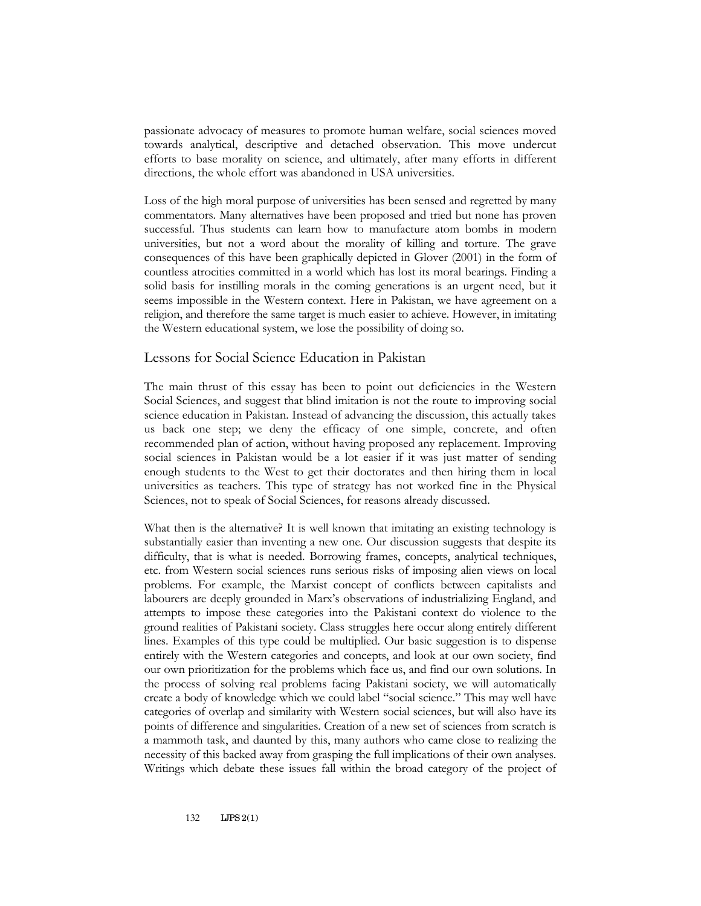passionate advocacy of measures to promote human welfare, social sciences moved towards analytical, descriptive and detached observation. This move undercut efforts to base morality on science, and ultimately, after many efforts in different directions, the whole effort was abandoned in USA universities.

Loss of the high moral purpose of universities has been sensed and regretted by many commentators. Many alternatives have been proposed and tried but none has proven successful. Thus students can learn how to manufacture atom bombs in modern universities, but not a word about the morality of killing and torture. The grave consequences of this have been graphically depicted in Glover (2001) in the form of countless atrocities committed in a world which has lost its moral bearings. Finding a solid basis for instilling morals in the coming generations is an urgent need, but it seems impossible in the Western context. Here in Pakistan, we have agreement on a religion, and therefore the same target is much easier to achieve. However, in imitating the Western educational system, we lose the possibility of doing so.

## Lessons for Social Science Education in Pakistan

The main thrust of this essay has been to point out deficiencies in the Western Social Sciences, and suggest that blind imitation is not the route to improving social science education in Pakistan. Instead of advancing the discussion, this actually takes us back one step; we deny the efficacy of one simple, concrete, and often recommended plan of action, without having proposed any replacement. Improving social sciences in Pakistan would be a lot easier if it was just matter of sending enough students to the West to get their doctorates and then hiring them in local universities as teachers. This type of strategy has not worked fine in the Physical Sciences, not to speak of Social Sciences, for reasons already discussed.

What then is the alternative? It is well known that imitating an existing technology is substantially easier than inventing a new one. Our discussion suggests that despite its difficulty, that is what is needed. Borrowing frames, concepts, analytical techniques, etc. from Western social sciences runs serious risks of imposing alien views on local problems. For example, the Marxist concept of conflicts between capitalists and labourers are deeply grounded in Marx's observations of industrializing England, and attempts to impose these categories into the Pakistani context do violence to the ground realities of Pakistani society. Class struggles here occur along entirely different lines. Examples of this type could be multiplied. Our basic suggestion is to dispense entirely with the Western categories and concepts, and look at our own society, find our own prioritization for the problems which face us, and find our own solutions. In the process of solving real problems facing Pakistani society, we will automatically create a body of knowledge which we could label "social science." This may well have categories of overlap and similarity with Western social sciences, but will also have its points of difference and singularities. Creation of a new set of sciences from scratch is a mammoth task, and daunted by this, many authors who came close to realizing the necessity of this backed away from grasping the full implications of their own analyses. Writings which debate these issues fall within the broad category of the project of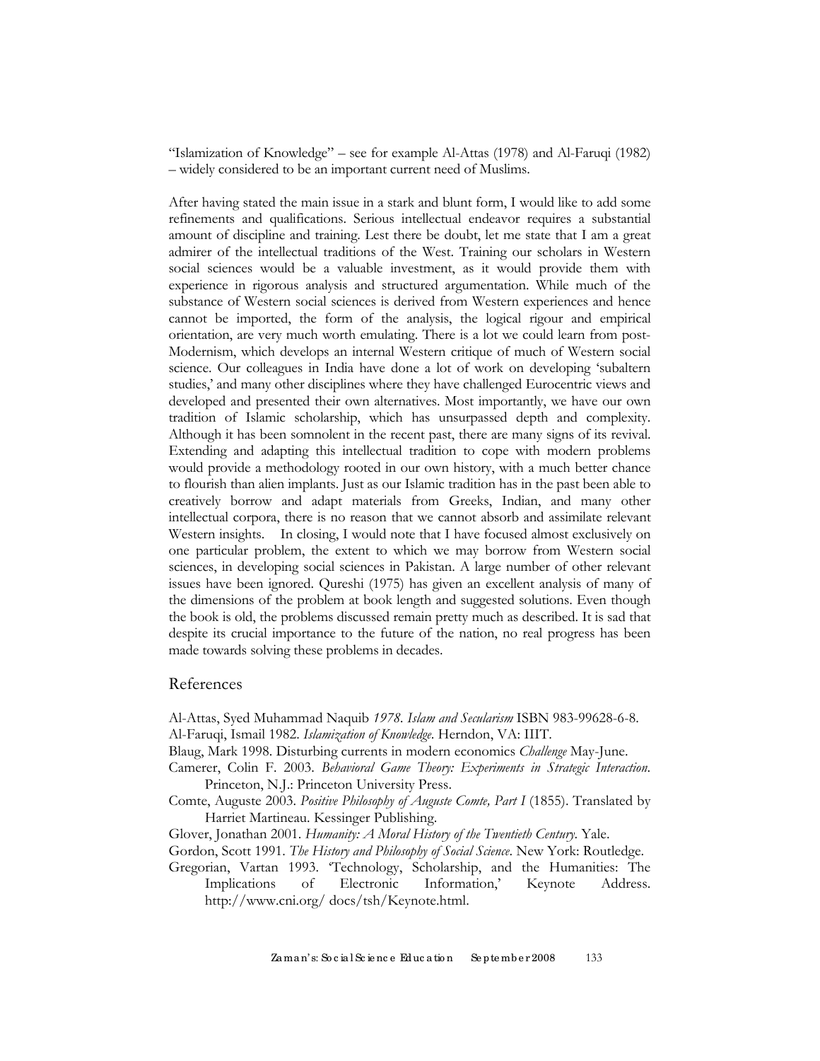"Islamization of Knowledge" – see for example Al-Attas (1978) and Al-Faruqi (1982) – widely considered to be an important current need of Muslims.

After having stated the main issue in a stark and blunt form, I would like to add some refinements and qualifications. Serious intellectual endeavor requires a substantial amount of discipline and training. Lest there be doubt, let me state that I am a great admirer of the intellectual traditions of the West. Training our scholars in Western social sciences would be a valuable investment, as it would provide them with experience in rigorous analysis and structured argumentation. While much of the substance of Western social sciences is derived from Western experiences and hence cannot be imported, the form of the analysis, the logical rigour and empirical orientation, are very much worth emulating. There is a lot we could learn from post-Modernism, which develops an internal Western critique of much of Western social science. Our colleagues in India have done a lot of work on developing 'subaltern studies,' and many other disciplines where they have challenged Eurocentric views and developed and presented their own alternatives. Most importantly, we have our own tradition of Islamic scholarship, which has unsurpassed depth and complexity. Although it has been somnolent in the recent past, there are many signs of its revival. Extending and adapting this intellectual tradition to cope with modern problems would provide a methodology rooted in our own history, with a much better chance to flourish than alien implants. Just as our Islamic tradition has in the past been able to creatively borrow and adapt materials from Greeks, Indian, and many other intellectual corpora, there is no reason that we cannot absorb and assimilate relevant Western insights. In closing, I would note that I have focused almost exclusively on one particular problem, the extent to which we may borrow from Western social sciences, in developing social sciences in Pakistan. A large number of other relevant issues have been ignored. Qureshi (1975) has given an excellent analysis of many of the dimensions of the problem at book length and suggested solutions. Even though the book is old, the problems discussed remain pretty much as described. It is sad that despite its crucial importance to the future of the nation, no real progress has been made towards solving these problems in decades.

## References

Al-Attas, Syed Muhammad Naquib *1978. Islam and Secularism* ISBN 983-99628-6-8.

Al-Faruqi, Ismail 1982. *Islamization of Knowledge*. Herndon, VA: IIIT.

Blaug, Mark 1998. Disturbing currents in modern economics *Challenge* May-June.

Camerer, Colin F. 2003. *Behavioral Game Theory: Experiments in Strategic Interaction*. Princeton, N.J.: Princeton University Press.

Comte, Auguste 2003. *Positive Philosophy of Auguste Comte, Part I* (1855). Translated by Harriet Martineau. Kessinger Publishing.

Glover, Jonathan 2001. *Humanity: A Moral History of the Twentieth Century*. Yale.

Gordon, Scott 1991. *The History and Philosophy of Social Science*. New York: Routledge.

Gregorian, Vartan 1993. 'Technology, Scholarship, and the Humanities: The Implications of Electronic Information,' Keynote Address. http://www.cni.org/ docs/tsh/Keynote.html.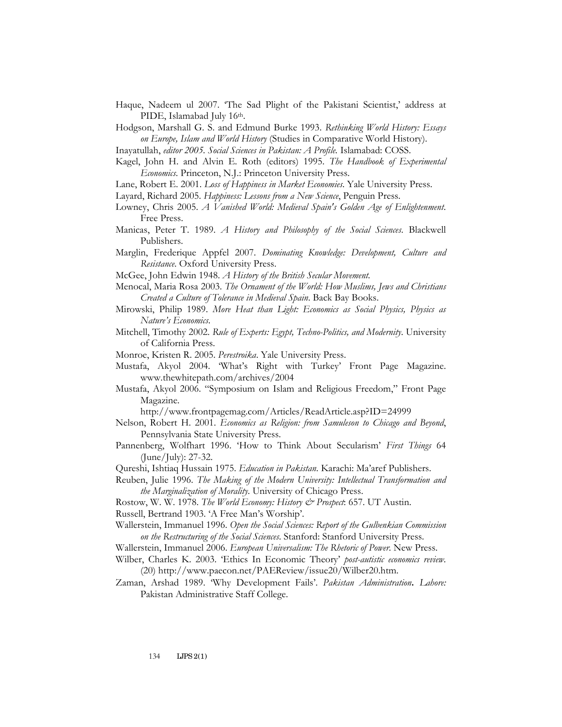Haque, Nadeem ul 2007. 'The Sad Plight of the Pakistani Scientist,' address at PIDE, Islamabad July 16th.

Hodgson, Marshall G. S. and Edmund Burke 1993. *Rethinking World History: Essays on Europe, Islam and World History* (Studies in Comparative World History).

Inayatullah, *editor 2005. Social Sciences in Pakistan: A Profile.* Islamabad: COSS.

Kagel, John H. and Alvin E. Roth (editors) 1995. *The Handbook of Experimental Economics*. Princeton, N.J.: Princeton University Press.

Lane, Robert E. 2001. *Loss of Happiness in Market Economies*. Yale University Press.

Layard, Richard 2005. *Happiness: Lessons from a New Science*, Penguin Press.

Lowney, Chris 2005. *A Vanished World: Medieval Spain's Golden Age of Enlightenment*. Free Press.

Manicas, Peter T. 1989. *A History and Philosophy of the Social Sciences*. Blackwell Publishers.

Marglin, Frederique Appfel 2007. *Dominating Knowledge: Development, Culture and Resistance*. Oxford University Press.

McGee, John Edwin 1948. *A History of the British Secular Movement.*

Menocal, Maria Rosa 2003. *The Ornament of the World: How Muslims, Jews and Christians Created a Culture of Tolerance in Medieval Spain*. Back Bay Books.

Mirowski, Philip 1989. *More Heat than Light: Economics as Social Physics, Physics as Nature's Economics*.

Mitchell, Timothy 2002. *Rule of Experts: Egypt, Techno-Politics, and Modernity*. University of California Press.

Monroe, Kristen R. 2005. *Perestroika*. Yale University Press.

Mustafa, Akyol 2004. 'What's Right with Turkey' Front Page Magazine. www.thewhitepath.com/archives/2004

Mustafa, Akyol 2006. "Symposium on Islam and Religious Freedom," Front Page Magazine. http://www.frontpagemag.com/Articles/ReadArticle.asp?ID=24999

Nelson, Robert H. 2001. *Economics as Religion: from Samuleson to Chicago and Beyond*, Pennsylvania State University Press.

Pannenberg, Wolfhart 1996. 'How to Think About Secularism' *First Things* 64 (June/July): 27-32.

Qureshi, Ishtiaq Hussain 1975. *Education in Pakistan*. Karachi: Ma'aref Publishers.

Reuben, Julie 1996. *The Making of the Modern University: Intellectual Transformation and the Marginalization of Morality*. University of Chicago Press.

Rostow, W. W. 1978. *The World Economy: History & Prospect*: 657. UT Austin.

Russell, Bertrand 1903. 'A Free Man's Worship'.

Wallerstein, Immanuel 1996. *Open the Social Sciences: Report of the Gulbenkian Commission on the Restructuring of the Social Sciences*. Stanford: Stanford University Press.

Wallerstein, Immanuel 2006. *European Universalism: The Rhetoric of Power*. New Press.

Wilber, Charles K. 2003. 'Ethics In Economic Theory' *post-autistic economics review*. (20) http://www.paecon.net/PAEReview/issue20/Wilber20.htm.

Zaman, Arshad 1989. 'Why Development Fails'. *Pakistan Administration***.** *Lahore:* Pakistan Administrative Staff College.